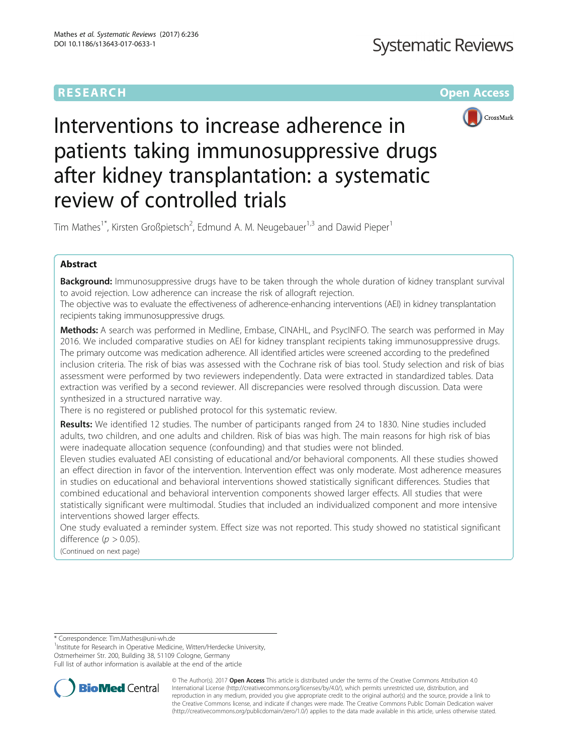RESEARCH

Open Access

# Interventions to increase adherence in patients taking immunosuppressive drugs after kidney transplantation: a systematic review of controlled trials

Tim Mathes[1*], Kirsten Großpietsch[2], Edmund A. M. Neugebauer[1,3] and Dawid Pieper[1]

## Abstract

**Background:** Immunosuppressive drugs have to be taken through the whole duration of kidney transplant survival to avoid rejection. Low adherence can increase the risk of allograft rejection.

The objective was to evaluate the effectiveness of adherence-enhancing interventions (AEI) in kidney transplantation recipients taking immunosuppressive drugs.

**Methods:** A search was performed in Medline, Embase, CINAHL, and PsycINFO. The search was performed in May 2016. We included comparative studies on AEI for kidney transplant recipients taking immunosuppressive drugs. The primary outcome was medication adherence. All identified articles were screened according to the predefined inclusion criteria. The risk of bias was assessed with the Cochrane risk of bias tool. Study selection and risk of bias assessment were performed by two reviewers independently. Data were extracted in standardized tables. Data extraction was verified by a second reviewer. All discrepancies were resolved through discussion. Data were synthesized in a structured narrative way.

There is no registered or published protocol for this systematic review.

**Results:** We identified 12 studies. The number of participants ranged from 24 to 1830. Nine studies included adults, two children, and one adults and children. Risk of bias was high. The main reasons for high risk of bias were inadequate allocation sequence (confounding) and that studies were not blinded.

Eleven studies evaluated AEI consisting of educational and/or behavioral components. All these studies showed an effect direction in favor of the intervention. Intervention effect was only moderate. Most adherence measures in studies on educational and behavioral interventions showed statistically significant differences. Studies that combined educational and behavioral intervention components showed larger effects. All studies that were statistically significant were multimodal. Studies that included an individualized component and more intensive interventions showed larger effects.

One study evaluated a reminder system. Effect size was not reported. This study showed no statistical significant difference ($p > 0.05$).

(Continued on next page)

* Correspondence: Tim.Mathes@uni-wh.de

[1]Institute for Research in Operative Medicine, Witten/Herdecke University, Ostmerheimer Str. 200, Building 38, 51109 Cologne, Germany

Full list of author information is available at the end of the article

© The Author(s). 2017 **Open Access** This article is distributed under the terms of the Creative Commons Attribution 4.0 International License (http://creativecommons.org/licenses/by/4.0/), which permits unrestricted use, distribution, and reproduction in any medium, provided you give appropriate credit to the original author(s) and the source, provide a link to the Creative Commons license, and indicate if changes were made. The Creative Commons Public Domain Dedication waiver (http://creativecommons.org/publicdomain/zero/1.0/) applies to the data made available in this article, unless otherwise stated.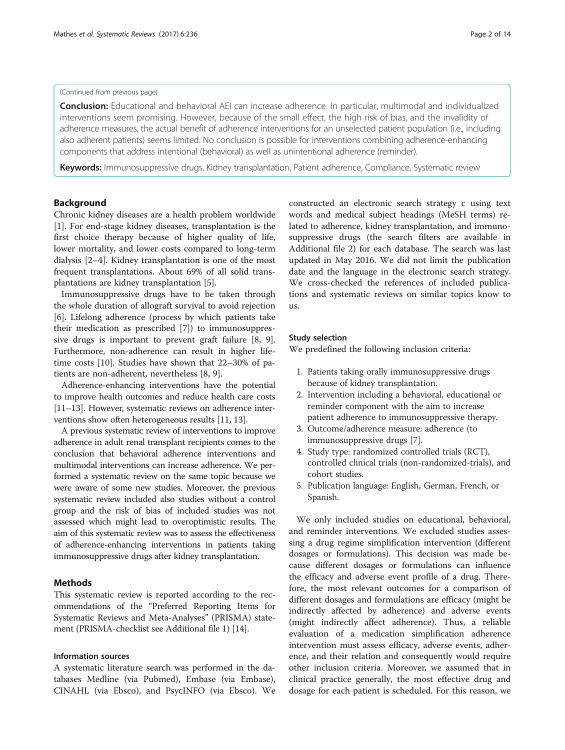(Continued from previous page)

**Conclusion:** Educational and behavioral AEI can increase adherence. In particular, multimodal and individualized interventions seem promising. However, because of the small effect, the high risk of bias, and the invalidity of adherence measures, the actual benefit of adherence interventions for an unselected patient population (i.e., including also adherent patients) seems limited. No conclusion is possible for interventions combining adherence-enhancing components that address intentional (behavioral) as well as unintentional adherence (reminder).

**Keywords:** Immunosuppressive drugs, Kidney transplantation, Patient adherence, Compliance, Systematic review

## Background

Chronic kidney diseases are a health problem worldwide [1]. For end-stage kidney diseases, transplantation is the first choice therapy because of higher quality of life, lower mortality, and lower costs compared to long-term dialysis [2–4]. Kidney transplantation is one of the most frequent transplantations. About 69% of all solid transplantations are kidney transplantation [5].

Immunosuppressive drugs have to be taken through the whole duration of allograft survival to avoid rejection [6]. Lifelong adherence (process by which patients take their medication as prescribed [7]) to immunosuppressive drugs is important to prevent graft failure [8, 9]. Furthermore, non-adherence can result in higher lifetime costs [10]. Studies have shown that 22–30% of patients are non-adherent, nevertheless [8, 9].

Adherence-enhancing interventions have the potential to improve health outcomes and reduce health care costs [11–13]. However, systematic reviews on adherence interventions show often heterogeneous results [11, 13].

A previous systematic review of interventions to improve adherence in adult renal transplant recipients comes to the conclusion that behavioral adherence interventions and multimodal interventions can increase adherence. We performed a systematic review on the same topic because we were aware of some new studies. Moreover, the previous systematic review included also studies without a control group and the risk of bias of included studies was not assessed which might lead to overoptimistic results. The aim of this systematic review was to assess the effectiveness of adherence-enhancing interventions in patients taking immunosuppressive drugs after kidney transplantation.

## Methods

This systematic review is reported according to the recommendations of the "Preferred Reporting Items for Systematic Reviews and Meta-Analyses" (PRISMA) statement (PRISMA-checklist see Additional file 1) [14].

### Information sources

A systematic literature search was performed in the databases Medline (via Pubmed), Embase (via Embase), CINAHL (via Ebsco), and PsycINFO (via Ebsco). We constructed an electronic search strategy c using text words and medical subject headings (MeSH terms) related to adherence, kidney transplantation, and immunosuppressive drugs (the search filters are available in Additional file 2) for each database. The search was last updated in May 2016. We did not limit the publication date and the language in the electronic search strategy. We cross-checked the references of included publications and systematic reviews on similar topics know to us.

### Study selection

We predefined the following inclusion criteria:

1. Patients taking orally immunosuppressive drugs because of kidney transplantation.
2. Intervention including a behavioral, educational or reminder component with the aim to increase patient adherence to immunosuppressive therapy.
3. Outcome/adherence measure: adherence (to immunosuppressive drugs [7].
4. Study type: randomized controlled trials (RCT), controlled clinical trials (non-randomized-trials), and cohort studies.
5. Publication language: English, German, French, or Spanish.

We only included studies on educational, behavioral, and reminder interventions. We excluded studies assessing a drug regime simplification intervention (different dosages or formulations). This decision was made because different dosages or formulations can influence the efficacy and adverse event profile of a drug. Therefore, the most relevant outcomes for a comparison of different dosages and formulations are efficacy (might be indirectly affected by adherence) and adverse events (might indirectly affect adherence). Thus, a reliable evaluation of a medication simplification adherence intervention must assess efficacy, adverse events, adherence, and their relation and consequently would require other inclusion criteria. Moreover, we assumed that in clinical practice generally, the most effective drug and dosage for each patient is scheduled. For this reason, we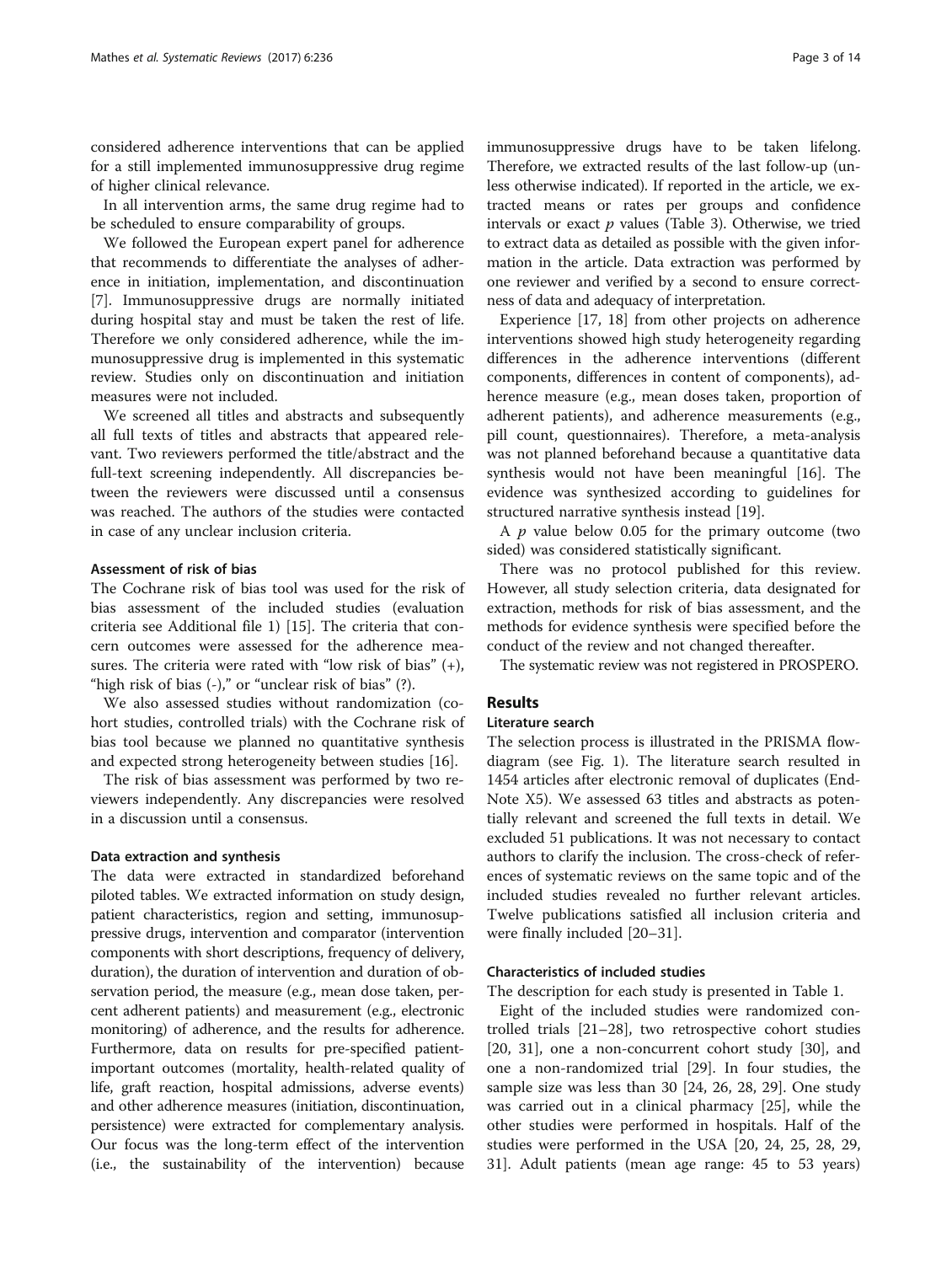considered adherence interventions that can be applied for a still implemented immunosuppressive drug regime of higher clinical relevance.

In all intervention arms, the same drug regime had to be scheduled to ensure comparability of groups.

We followed the European expert panel for adherence that recommends to differentiate the analyses of adherence in initiation, implementation, and discontinuation [7]. Immunosuppressive drugs are normally initiated during hospital stay and must be taken the rest of life. Therefore we only considered adherence, while the immunosuppressive drug is implemented in this systematic review. Studies only on discontinuation and initiation measures were not included.

We screened all titles and abstracts and subsequently all full texts of titles and abstracts that appeared relevant. Two reviewers performed the title/abstract and the full-text screening independently. All discrepancies between the reviewers were discussed until a consensus was reached. The authors of the studies were contacted in case of any unclear inclusion criteria.

### Assessment of risk of bias

The Cochrane risk of bias tool was used for the risk of bias assessment of the included studies (evaluation criteria see Additional file 1) [15]. The criteria that concern outcomes were assessed for the adherence measures. The criteria were rated with "low risk of bias" (+), "high risk of bias (-)," or "unclear risk of bias" (?).

We also assessed studies without randomization (cohort studies, controlled trials) with the Cochrane risk of bias tool because we planned no quantitative synthesis and expected strong heterogeneity between studies [16].

The risk of bias assessment was performed by two reviewers independently. Any discrepancies were resolved in a discussion until a consensus.

### Data extraction and synthesis

The data were extracted in standardized beforehand piloted tables. We extracted information on study design, patient characteristics, region and setting, immunosuppressive drugs, intervention and comparator (intervention components with short descriptions, frequency of delivery, duration), the duration of intervention and duration of observation period, the measure (e.g., mean dose taken, percent adherent patients) and measurement (e.g., electronic monitoring) of adherence, and the results for adherence. Furthermore, data on results for pre-specified patient-important outcomes (mortality, health-related quality of life, graft reaction, hospital admissions, adverse events) and other adherence measures (initiation, discontinuation, persistence) were extracted for complementary analysis. Our focus was the long-term effect of the intervention (i.e., the sustainability of the intervention) because immunosuppressive drugs have to be taken lifelong. Therefore, we extracted results of the last follow-up (unless otherwise indicated). If reported in the article, we extracted means or rates per groups and confidence intervals or exact *p* values (Table 3). Otherwise, we tried to extract data as detailed as possible with the given information in the article. Data extraction was performed by one reviewer and verified by a second to ensure correctness of data and adequacy of interpretation.

Experience [17, 18] from other projects on adherence interventions showed high study heterogeneity regarding differences in the adherence interventions (different components, differences in content of components), adherence measure (e.g., mean doses taken, proportion of adherent patients), and adherence measurements (e.g., pill count, questionnaires). Therefore, a meta-analysis was not planned beforehand because a quantitative data synthesis would not have been meaningful [16]. The evidence was synthesized according to guidelines for structured narrative synthesis instead [19].

A $p$ value below 0.05 for the primary outcome (two sided) was considered statistically significant.

There was no protocol published for this review. However, all study selection criteria, data designated for extraction, methods for risk of bias assessment, and the methods for evidence synthesis were specified before the conduct of the review and not changed thereafter.

The systematic review was not registered in PROSPERO.

## Results

### Literature search

The selection process is illustrated in the PRISMA flow-diagram (see Fig. 1). The literature search resulted in 1454 articles after electronic removal of duplicates (EndNote X5). We assessed 63 titles and abstracts as potentially relevant and screened the full texts in detail. We excluded 51 publications. It was not necessary to contact authors to clarify the inclusion. The cross-check of references of systematic reviews on the same topic and of the included studies revealed no further relevant articles. Twelve publications satisfied all inclusion criteria and were finally included [20–31].

### Characteristics of included studies

The description for each study is presented in Table 1.

Eight of the included studies were randomized controlled trials [21–28], two retrospective cohort studies [20, 31], one a non-concurrent cohort study [30], and one a non-randomized trial [29]. In four studies, the sample size was less than 30 [24, 26, 28, 29]. One study was carried out in a clinical pharmacy [25], while the other studies were performed in hospitals. Half of the studies were performed in the USA [20, 24, 25, 28, 29, 31]. Adult patients (mean age range: 45 to 53 years)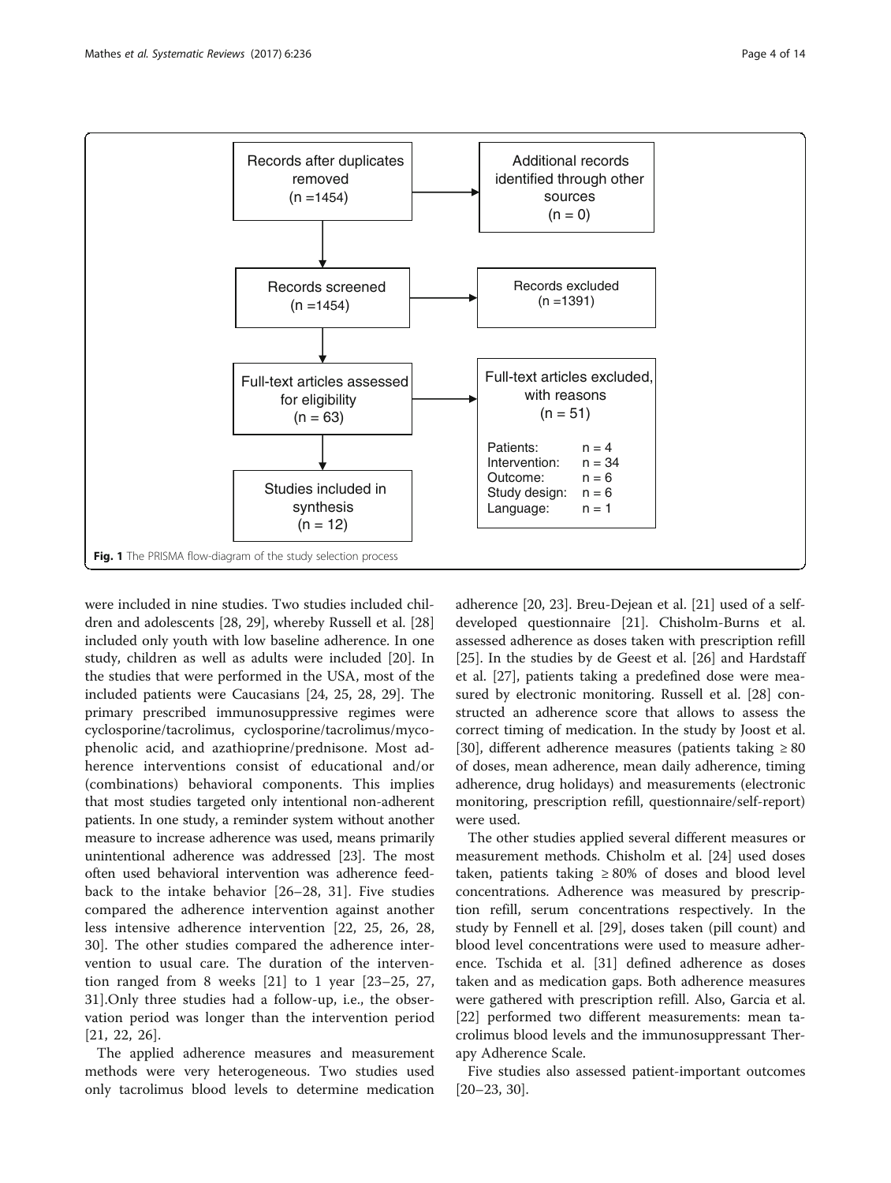Records after duplicates removed (n =1454)

Additional records identified through other sources (n = 0)

Records screened (n =1454)

Records excluded (n =1391)

Full-text articles assessed for eligibility (n = 63)

Full-text articles excluded, with reasons (n = 51)

Patients: n = 4
Intervention: n = 34
Outcome: n = 6
Study design: n = 6
Language: n = 1

Studies included in synthesis (n = 12)

**Fig. 1** The PRISMA flow-diagram of the study selection process

were included in nine studies. Two studies included children and adolescents [28, 29], whereby Russell et al. [28] included only youth with low baseline adherence. In one study, children as well as adults were included [20]. In the studies that were performed in the USA, most of the included patients were Caucasians [24, 25, 28, 29]. The primary prescribed immunosuppressive regimes were cyclosporine/tacrolimus, cyclosporine/tacrolimus/mycophenolic acid, and azathioprine/prednisone. Most adherence interventions consist of educational and/or (combinations) behavioral components. This implies that most studies targeted only intentional non-adherent patients. In one study, a reminder system without another measure to increase adherence was used, means primarily unintentional adherence was addressed [23]. The most often used behavioral intervention was adherence feedback to the intake behavior [26–28, 31]. Five studies compared the adherence intervention against another less intensive adherence intervention [22, 25, 26, 28, 30]. The other studies compared the adherence intervention to usual care. The duration of the intervention ranged from 8 weeks [21] to 1 year [23–25, 27, 31].Only three studies had a follow-up, i.e., the observation period was longer than the intervention period [21, 22, 26].

The applied adherence measures and measurement methods were very heterogeneous. Two studies used only tacrolimus blood levels to determine medication adherence [20, 23]. Breu-Dejean et al. [21] used of a self-developed questionnaire [21]. Chisholm-Burns et al. assessed adherence as doses taken with prescription refill [25]. In the studies by de Geest et al. [26] and Hardstaff et al. [27], patients taking a predefined dose were measured by electronic monitoring. Russell et al. [28] constructed an adherence score that allows to assess the correct timing of medication. In the study by Joost et al. [30], different adherence measures (patients taking ≥ 80 of doses, mean adherence, mean daily adherence, timing adherence, drug holidays) and measurements (electronic monitoring, prescription refill, questionnaire/self-report) were used.

The other studies applied several different measures or measurement methods. Chisholm et al. [24] used doses taken, patients taking ≥ 80% of doses and blood level concentrations. Adherence was measured by prescription refill, serum concentrations respectively. In the study by Fennell et al. [29], doses taken (pill count) and blood level concentrations were used to measure adherence. Tschida et al. [31] defined adherence as doses taken and as medication gaps. Both adherence measures were gathered with prescription refill. Also, Garcia et al. [22] performed two different measurements: mean tacrolimus blood levels and the immunosuppressant Therapy Adherence Scale.

Five studies also assessed patient-important outcomes [20–23, 30].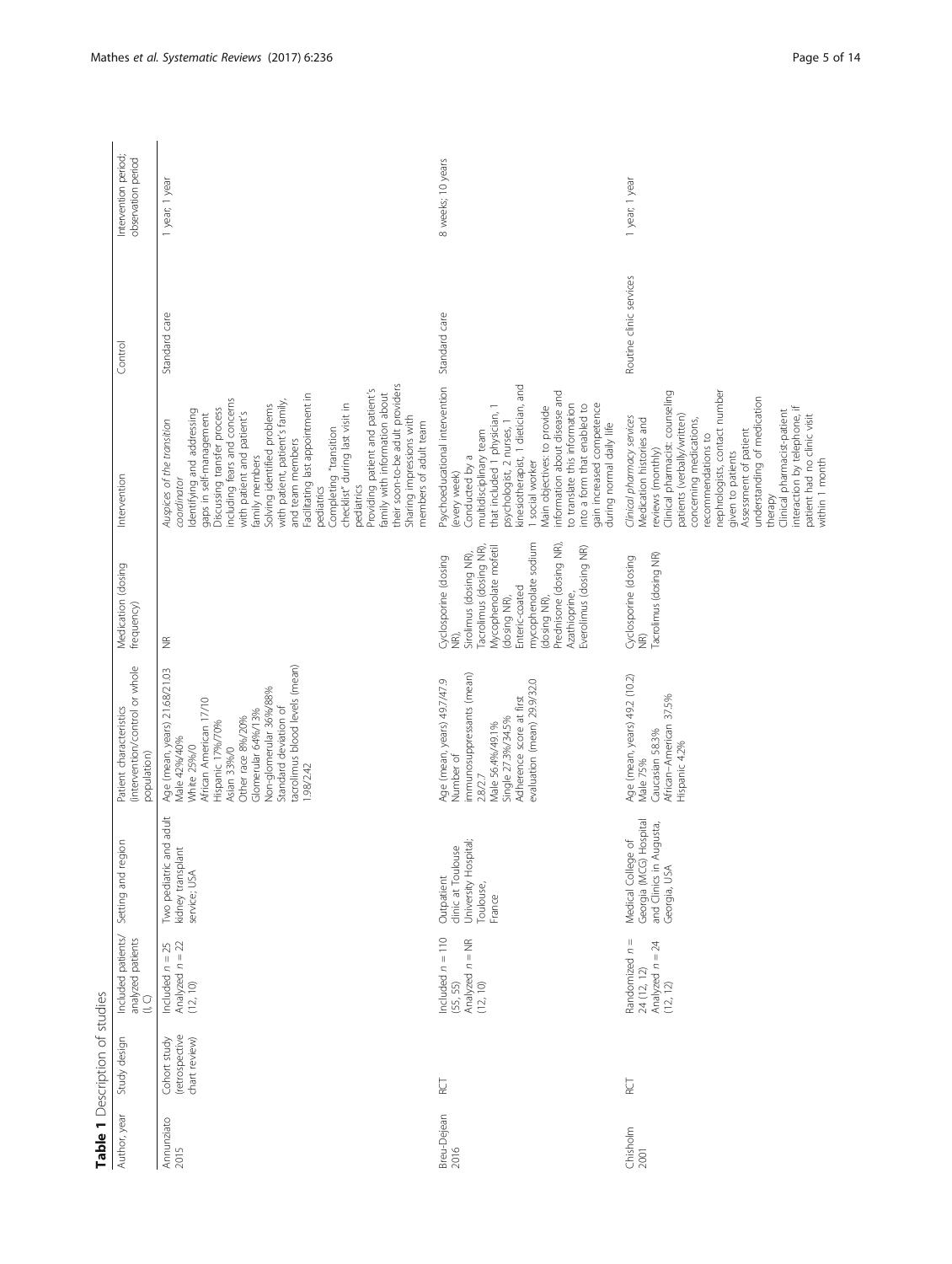**Table 1** Description of studies

| Author, year | Study design | Included patients/ analyzed patients (I, C) | Setting and region | Patient characteristics (intervention/control or whole population) | Medication (dosing frequency) | Intervention | Control | Intervention period; observation period |
|---|---|---|---|---|---|---|---|---|
| Annunziato 2015 | Cohort study (retrospective chart review) | Included n = 25 Analyzed n = 22 (12, 10) | Two pediatric and adult kidney transplant service; USA | Age (mean, years) 21.68/21.03 Male 42%/40% White 25%/0 African American 17/10 Hispanic 17%/70% Asian 33%/0 Other race 8%/20% Glomerular 64%/13% Non-glomerular 36%/88% Standard deviation of tacrolimus blood levels (mean) 1.98/2.42 | NR | *Auspices of the transition coordinator* Identifying and addressing gaps in self-management Discussing transfer process including fears and concerns with patient and patient's family members Solving identified problems with patient, patient's family, and team members Facilitating last appointment in pediatrics Completing "transition checklist" during last visit in pediatrics Providing patient and patient's family with information about their soon-to-be adult providers Sharing impressions with members of adult team | Standard care | 1 year; 1 year |
| Breu-Dejean 2016 | RCT | Included n = 110 (55, 55) Analyzed n = NR (12, 10) | Outpatient clinic at Toulouse University Hospital; Toulouse, France | Age (mean, years) 49.7/47.9 Number of immunosuppressants (mean) 2.8/2.7 Male 56.4%/49.1% Single 27.3%/34.5% Adherence score at first evaluation (mean) 29.9/32.0 | Cyclosporine (dosing NR), Sirolimus (dosing NR), Tacrolimus (dosing NR), Mycophenolate mofetil (dosing NR), Enteric-coated mycophenolate sodium (dosing NR), Prednisone (dosing NR), Azathioprine, Everolimus (dosing NR) | Psychoeducational intervention (every week) Conducted by a multidisciplinary team that included 1 physician, 1 psychologist, 2 nurses, 1 kinesiotherapist, 1 dietician, and 1 social worker Main objectives: to provide information about disease and to translate this information into a form that enabled to gain increased competence during normal daily life | Standard care | 8 weeks; 10 years |
| Chisholm 2001 | RCT | Randomized n = 24 (12, 12) Analyzed n = 24 (12, 12) | Medical College of Georgia (MCG) Hospital and Clinics in Augusta, Georgia, USA | Age (mean, years) 49.2 (10.2) Male 75% Caucasian 58.3% African-American 37.5% Hispanic 4.2% | Cyclosporine (dosing NR) Tacrolimus (dosing NR) | *Clinical pharmacy services* Medication histories and reviews (monthly) Clinical pharmacist: counseling patients (verbally/written) concerning medications, recommendations to nephrologists, contact number given to patients Assessment of patient understanding of medication therapy Clinical pharmacist-patient interaction by telephone, if patient had no clinic visit within 1 month | Routine clinic services | 1 year; 1 year |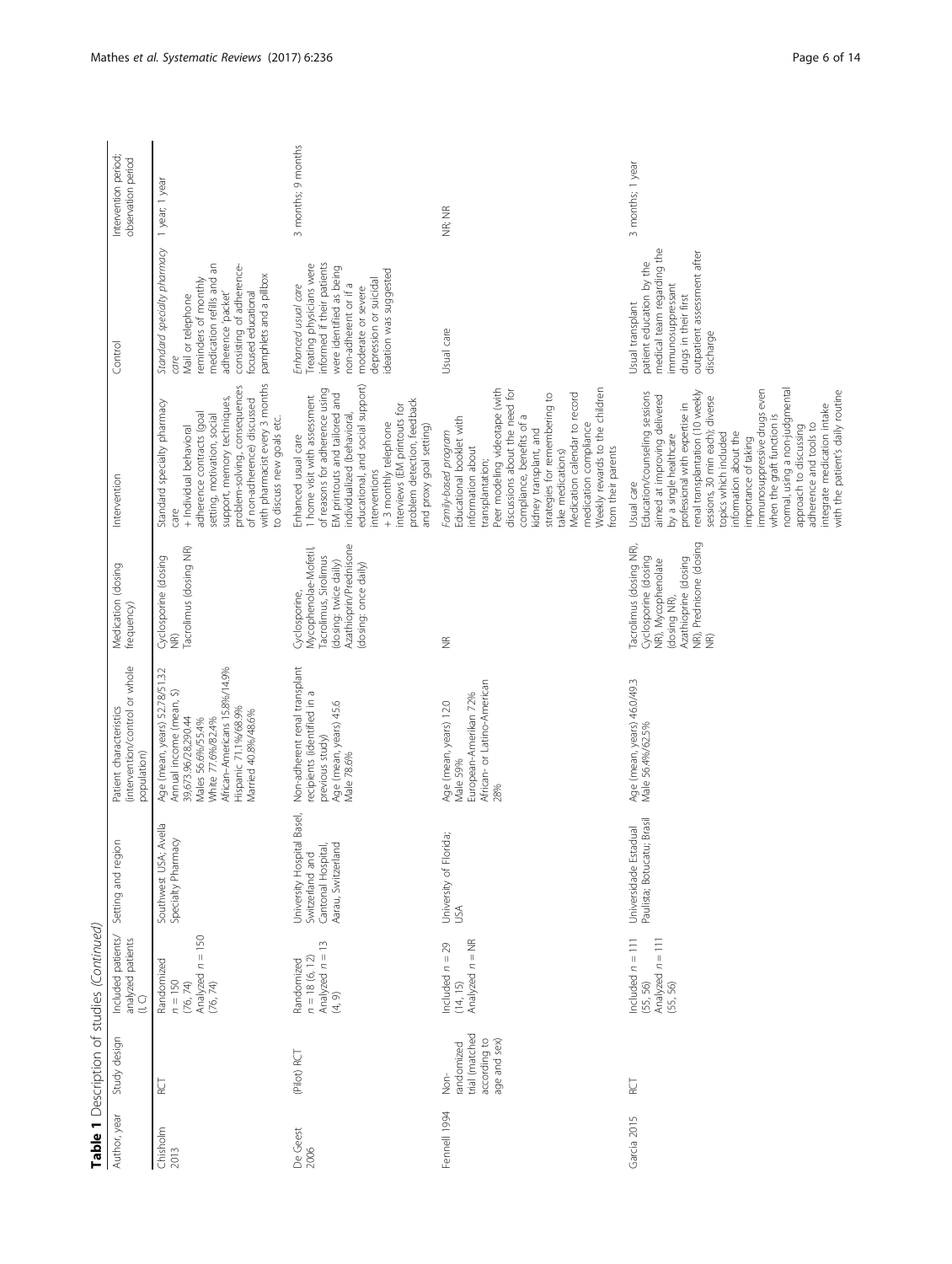**Table 1** Description of studies *(Continued)*

| Author, year | Study design | Included patients/ analyzed patients (I, C) | Setting and region | Patient characteristics (intervention/control or whole population) | Medication (dosing frequency) | Intervention | Control | Intervention period; observation period |
|---|---|---|---|---|---|---|---|---|
| Chisholm 2013 | RCT | Randomized n = 150 (76, 74) Analyzed n = 150 (76, 74) | Southwest USA; Avella Specialty Pharmacy | Age (mean, years) 52.78/51.32 Annual income (mean, $) 39,673.96/28,290.44 Males 56.6%/55.4% White 77.6%/82.4% African-Americans 15.8%/14.9% Hispanic 71.1%/68.9% Married 40.8%/48.6% | Cyclosporine (dosing NR) Tacrolimus (dosing NR) | Standard specialty pharmacy care + Individual behavioral adherence contracts (goal setting, motivation, social support, memory techniques, problem-solving, consequences of non-adherence) discussed with pharmacist every 3 months to discuss new goals etc. | *Standard specialty pharmacy care* Mail or telephone reminders of monthly medication refills and an adherence 'packet' consisting of adherence-focused educational pamphlets and a pillbox | 1 year; 1 year |
| De Geest 2006 | (Pilot) RCT | Randomized n = 18 (6, 12) Analyzed n = 13 (4, 9) | University Hospital Basel, Switzerland and Cantonal Hospital, Aarau, Switzerland | Non-adherent renal transplant recipients (identified in a previous study) Age (mean, years) 45.6 Male 78.6% | Cyclosporine, Mycophenolate-Mofetil, Tacrolimus, Sirolimus (dosing: twice daily) Azathioprin/Prednisone (dosing: once daily) | Enhanced usual care 1 home visit with assessment of reasons for adherence using EM printouts and tailored and individualized (behavioral, educational, and social support) interventions + 3 monthly telephone interviews (EM printouts for problem detection, feedback and proxy goal setting) | *Enhanced usual care* Treating physicians were informed if their patients were identified as being non-adherent or if a moderate or severe depression or suicidal ideation was suggested | 3 months; 9 months |
| Fennell 1994 | Non-randomized trial (matched according to age and sex) | Included n = 29 (14, 15) Analyzed n = NR | University of Florida; USA | Age (mean, years) 12.0 Male 59% European-Amerikan 72% African- or Latino-American 28% | NR | *Family-based program* Educational booklet with information about transplantation; Peer modeling videotape (with discussions about the need for compliance, benefits of a kidney transplant, and strategies for remembering to take medications) Medication calendar to record medication compliance Weekly rewards to the children from their parents | Usual care | NR; NR |
| Garcia 2015 | RCT | Included n = 111 (55, 56) Analyzed n = 111 (55, 56) | Universidade Estadual Paulista; Botucatu; Brasil | Age (mean, years) 46.0/49.3 Male 56.4%/62.5% | Tacrolimus (dosing NR), Cyclosporine (dosing NR), Mycophenolate (dosing NR), Azathioprine (dosing NR), Prednisone (dosing NR) | Usual care Education/counseling sessions aimed at improving delivered by a single healthcare professional with expertise in renal transplantation (10 weekly sessions, 30 min each); diverse topics which included information about the importance of taking immunosuppressive drugs even when the graft function is normal, using a non-judgmental approach to discussing adherence and tools to integrate medication intake with the patient's daily routine | Usual transplant patient education by the medical team regarding the immunosuppressant drugs in their first outpatient assessment after discharge | 3 months; 1 year |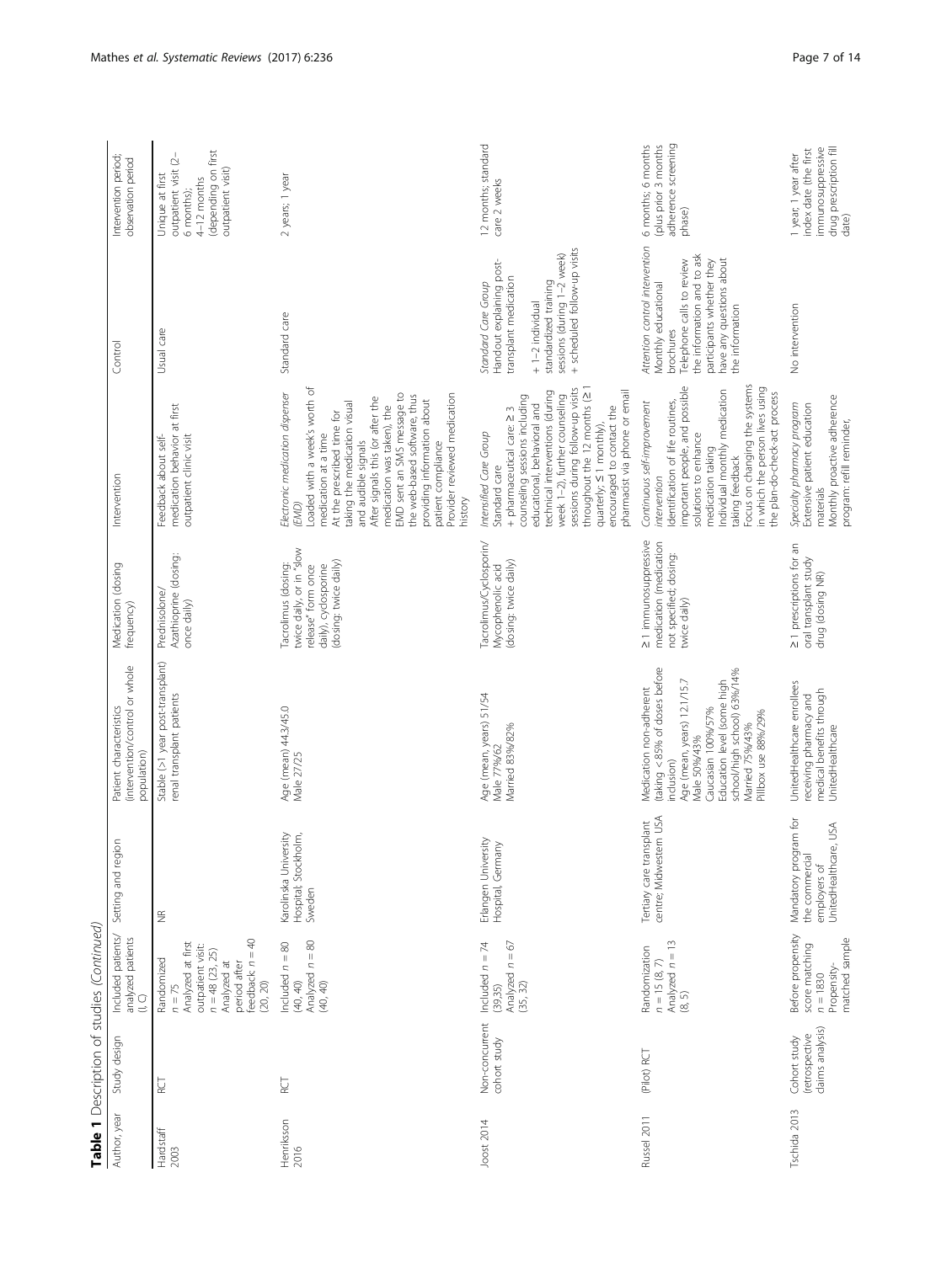**Table 1** Description of studies *(Continued)*

| Author, year | Study design | Included patients/ analyzed patients (I, C) | Setting and region | Patient characteristics (intervention/control or whole population) | Medication (dosing frequency) | Intervention | Control | Intervention period; observation period |
|---|---|---|---|---|---|---|---|---|
| Hardstaff 2003 | RCT | Randomized n = 75<br>Analyzed at first outpatient visit: n = 48 (23, 25)<br>Analyzed at period after feedback: n = 40 (20, 20) | NR | Stable (>1 year post-transplant) renal transplant patients | Prednisolone/ Azathioprine (dosing: once daily) | Feedback about self-medication behavior at first outpatient clinic visit | Usual care | Unique at first outpatient visit (2–6 months); 4–12 months (depending on first outpatient visit) |
| Henriksson 2016 | RCT | Included n = 80 (40, 40)<br>Analyzed n = 80 (40, 40) | Karolinska University Hospital, Stockholm, Sweden | Age (mean) 44.3/45.0<br>Male 27/25 | Tacrolimus (dosing: twice daily, or in "slow release" form once daily), cyclosporine (dosing: twice daily) | *Electronic medication dispenser (EMD)*<br>Loaded with a week's worth of medication at a time<br>At the prescribed time for taking the medication visual and audible signals<br>After signals this (or after the medication was taken), the EMD sent an SMS message to the web-based software, thus providing information about patient compliance<br>Provider reviewed medication history | Standard care | 2 years; 1 year |
| Joost 2014 | Non-concurrent cohort study | Included n = 74 (39,35)<br>Analyzed n = 67 (35, 32) | Erlangen University Hospital, Germany | Age (mean, years) 51/54<br>Male 77%/62<br>Married 83%/82% | Tacrolimus/Cyclosporin/ Mycophenolic acid (dosing: twice daily) | *Intensified Care Group*<br>Standard care<br>+ pharmaceutical care: ≥ 3 counseling sessions including educational, behavioral and technical interventions (during week 1–2), further counseling sessions during follow-up visits throughout the 12 months (≥1 quarterly; ≤ 1 monthly),<br>encouraged to contact the pharmacist via phone or email | *Standard Care Group*<br>Handout explaining post-transplant medication<br>+ 1–2 individual standardized training sessions (during 1–2 week)<br>+ scheduled follow-up visits | 12 months; standard care 2 weeks |
| Russel 2011 | (Pilot) RCT | Randomization n = 15 (8, 7)<br>Analyzed n = 13 (8, 5) | Tertiary care transplant centre; Midwestern USA | Medication non-adherent (taking < 85% of doses before inclusion)<br>Age (mean, years) 12.1/15.7<br>Male 50%/43%<br>Caucasian 100%/57%<br>Education level (some high school/high school) 63%/14%<br>Married 75%/43%<br>Pillbox use 88%/29% | ≥1 immunosuppressive medication (medication not specified; dosing: twice daily) | *Continuous self-improvement intervention*<br>Identification of life routines, important people, and possible solutions to enhance medication taking<br>Individual monthly medication taking feedback<br>Focus on changing the systems in which the person lives using the plan-do-check-act process | *Attention control intervention*<br>Monthly educational brochures<br>Telephone calls to review the information and to ask participants whether they have any questions about the information | 6 months; 6 months (plus prior 3 months adherence screening phase) |
| Tschida 2013 | Cohort study (retrospective claims analysis) | Before propensity score matching n = 1830<br>Propensity-matched sample | Mandatory program for the commercial employers of UnitedHealthcare, USA | UnitedHealthcare enrollees receiving pharmacy and medical benefits though UnitedHealthcare | ≥1 prescriptions for an oral transplant study drug (dosing NR) | *Specialty pharmacy program*<br>Extensive patient education materials<br>Monthly proactive adherence program: refill reminder, | No intervention | 1 year; 1 year after index date (the first immunosuppressive drug prescription fill date) |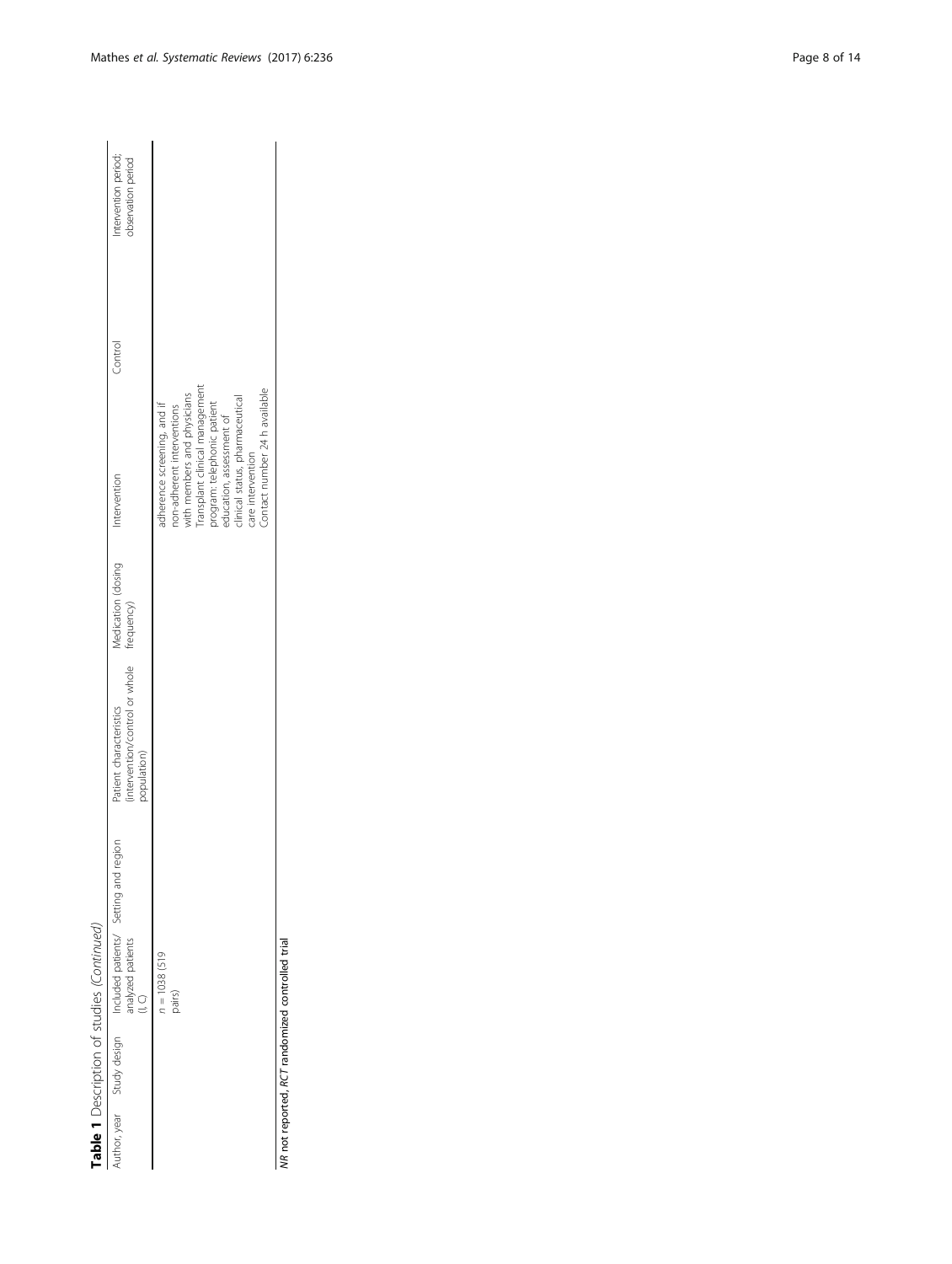**Table 1** Description of studies *(Continued)*

| Author, year | Study design | Included patients/ analyzed patients (I, C) | Setting and region | Patient characteristics (intervention/control or whole population) | Medication (dosing frequency) | Intervention | Control | Intervention period; observation period |
|---|---|---|---|---|---|---|---|---|
| | | *n* = 1038 (519 pairs) | | | | adherence screening, and if non-adherent interventions with members and physicians Transplant clinical management program: telephonic patient education, assessment of clinical status, pharmaceutical care intervention Contact number 24 h available | | |

*NR* not reported, *RCT* randomized controlled trial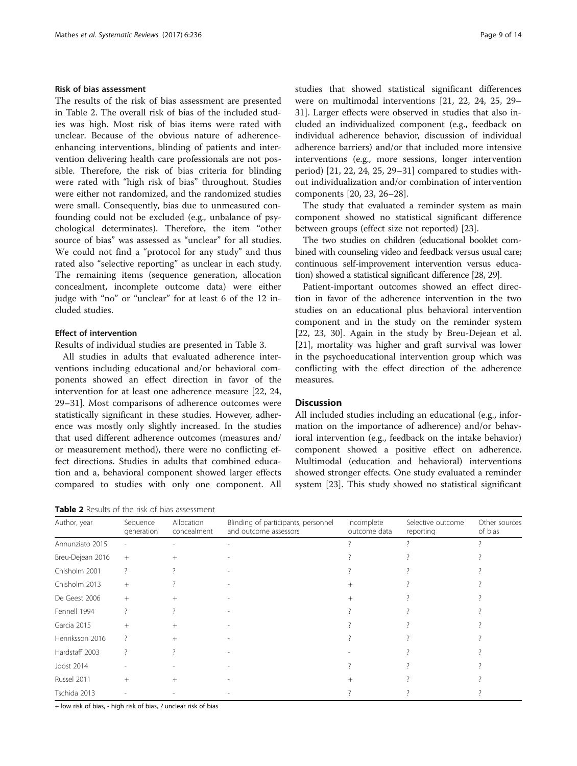### Risk of bias assessment

The results of the risk of bias assessment are presented in Table 2. The overall risk of bias of the included studies was high. Most risk of bias items were rated with unclear. Because of the obvious nature of adherence-enhancing interventions, blinding of patients and intervention delivering health care professionals are not possible. Therefore, the risk of bias criteria for blinding were rated with "high risk of bias" throughout. Studies were either not randomized, and the randomized studies were small. Consequently, bias due to unmeasured confounding could not be excluded (e.g., unbalance of psychological determinates). Therefore, the item "other source of bias" was assessed as "unclear" for all studies. We could not find a "protocol for any study" and thus rated also "selective reporting" as unclear in each study. The remaining items (sequence generation, allocation concealment, incomplete outcome data) were either judge with "no" or "unclear" for at least 6 of the 12 included studies.

### Effect of intervention

Results of individual studies are presented in Table 3.

All studies in adults that evaluated adherence interventions including educational and/or behavioral components showed an effect direction in favor of the intervention for at least one adherence measure [22, 24, 29–31]. Most comparisons of adherence outcomes were statistically significant in these studies. However, adherence was mostly only slightly increased. In the studies that used different adherence outcomes (measures and/or measurement method), there were no conflicting effect directions. Studies in adults that combined education and a, behavioral component showed larger effects compared to studies with only one component. All studies that showed statistical significant differences were on multimodal interventions [21, 22, 24, 25, 29–31]. Larger effects were observed in studies that also included an individualized component (e.g., feedback on individual adherence behavior, discussion of individual adherence barriers) and/or that included more intensive interventions (e.g., more sessions, longer intervention period) [21, 22, 24, 25, 29–31] compared to studies without individualization and/or combination of intervention components [20, 23, 26–28].

The study that evaluated a reminder system as main component showed no statistical significant difference between groups (effect size not reported) [23].

The two studies on children (educational booklet combined with counseling video and feedback versus usual care; continuous self-improvement intervention versus education) showed a statistical significant difference [28, 29].

Patient-important outcomes showed an effect direction in favor of the adherence intervention in the two studies on an educational plus behavioral intervention component and in the study on the reminder system [22, 23, 30]. Again in the study by Breu-Dejean et al. [21], mortality was higher and graft survival was lower in the psychoeducational intervention group which was conflicting with the effect direction of the adherence measures.

## Discussion

All included studies including an educational (e.g., information on the importance of adherence) and/or behavioral intervention (e.g., feedback on the intake behavior) component showed a positive effect on adherence. Multimodal (education and behavioral) interventions showed stronger effects. One study evaluated a reminder system [23]. This study showed no statistical significant

**Table 2** Results of the risk of bias assessment

| Author, year | Sequence generation | Allocation concealment | Blinding of participants, personnel and outcome assessors | Incomplete outcome data | Selective outcome reporting | Other sources of bias |
|---|---|---|---|---|---|---|
| Annunziato 2015 | - | - | - | ? | ? | ? |
| Breu-Dejean 2016 | + | + | - | ? | ? | ? |
| Chisholm 2001 | ? | ? | - | ? | ? | ? |
| Chisholm 2013 | + | ? | - | + | ? | ? |
| De Geest 2006 | + | + | - | + | ? | ? |
| Fennell 1994 | ? | ? | - | ? | ? | ? |
| Garcia 2015 | + | + | - | ? | ? | ? |
| Henriksson 2016 | ? | + | - | ? | ? | ? |
| Hardstaff 2003 | ? | ? | - | - | ? | ? |
| Joost 2014 | - | - | - | ? | ? | ? |
| Russel 2011 | + | + | - | + | ? | ? |
| Tschida 2013 | - | - | - | ? | ? | ? |

+ low risk of bias, - high risk of bias, ? unclear risk of bias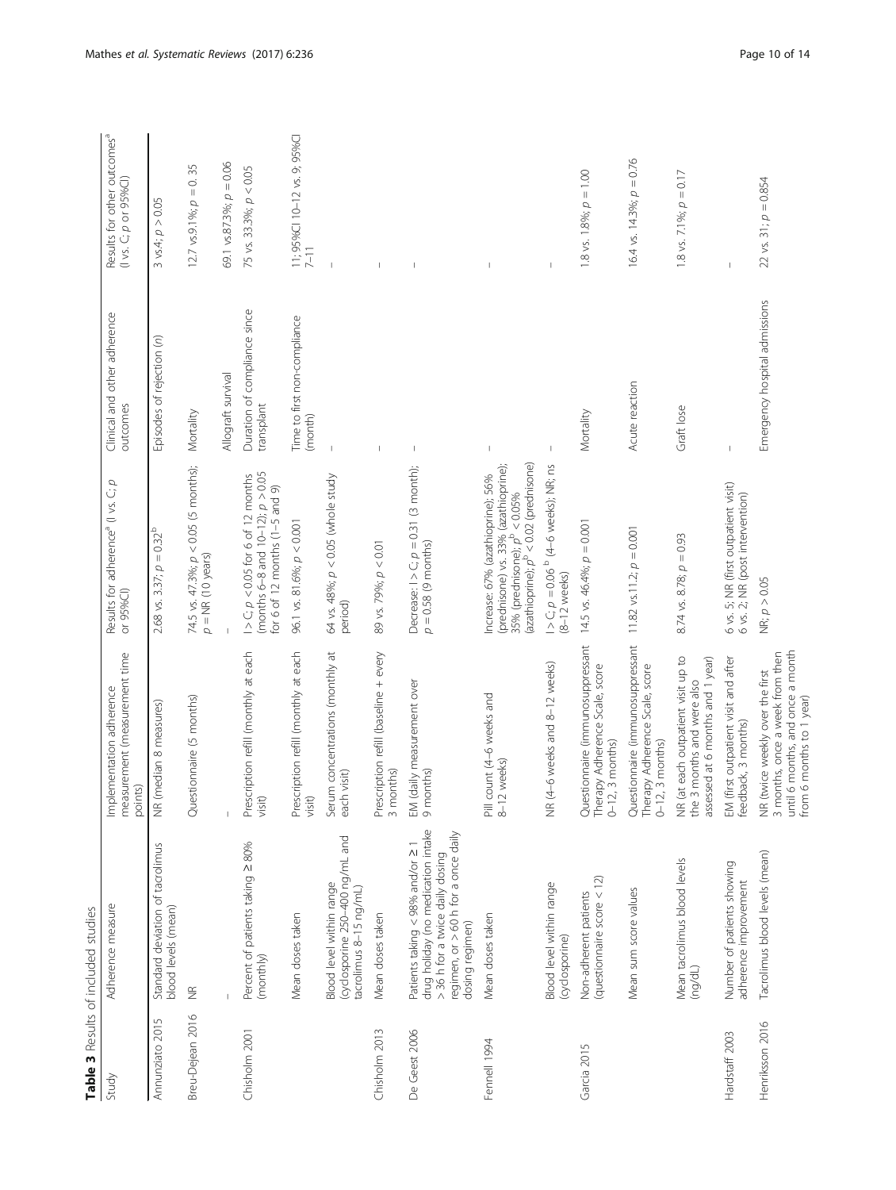**Table 3** Results of included studies

| Study | Adherence measure | Implementation adherence measurement (measurement time points) | Results for adherence[a] (I vs. C; *p* or 95%CI) | Clinical and other adherence outcomes | Results for other outcomes[a] (I vs. C; *p* or 95%CI) |
|---|---|---|---|---|---|
| Annunziato 2015 | Standard deviation of tacrolimus blood levels (mean) | NR (median 8 measures) | 2.68 vs. 3.37; $p = 0.32$[b] | Episodes of rejection (*n*) | 3 vs.4; $p > 0.05$ |
| Breu-Dejean 2016 | NR | Questionnaire (5 months) | 74.5 vs. 47.3%; $p < 0.05$ (5 months); $p$ = NR (10 years) | Mortality | 12.7 vs.9.1%; $p = 0.35$ |
| | – | – | – | Allograft survival | 69.1 vs.87.3%; $p = 0.06$ |
| Chisholm 2001 | Percent of patients taking ≥ 80% (monthly) | Prescription refill (monthly at each visit) | I > C; $p < 0.05$ for 6 of 12 months (months 6–8 and 10–12); $p > 0.05$ for 6 of 12 months (1–5 and 9) | Duration of compliance since transplant | 75 vs. 33.3%; $p < 0.05$ |
| | Mean doses taken | Prescription refill (monthly at each visit) | 96.1 vs. 81.6%; $p < 0.001$ | Time to first non-compliance (month) | 11; 95%CI 10–12 vs. 9; 95%CI 7–11 |
| | Blood level within range (cyclosporine 250–400 ng/mL and tacrolimus 8–15 ng/mL) | Serum concentrations (monthly at each visit) | 64 vs. 48%; $p < 0.05$ (whole study period) | – | – |
| Chisholm 2013 | Mean doses taken | Prescription refill (baseline + every 3 months) | 89 vs. 79%; $p < 0.01$ | – | – |
| De Geest 2006 | Patients taking < 98% and/or ≥ 1 drug holiday (no medication intake > 36 h for a twice daily dosing regimen, or > 60 h for a once daily dosing regimen) | EM (daily measurement over 9 months) | Decrease: I > C; $p = 0.31$ (3 month); $p = 0.58$ (9 months) | – | – |
| Fennell 1994 | Mean doses taken | Pill count (4–6 weeks and 8–12 weeks) | Increase: 67% (azathioprine); 56% (prednisone) vs. 33% (azathioprine); 35% (prednisone); $p^{b} < 0.05$% (azathioprine); $p^{b} < 0.02$ (prednisone) | – | – |
| | Blood level within range (cyclosporine) | NR (4–6 weeks and 8–12 weeks) | I > C; $p = 0.06$ [b] (4–6 weeks); NR; ns (8–12 weeks) | – | – |
| Garcia 2015 | Non-adherent patients (questionnaire score < 12) | Questionnaire (immunosuppressant Therapy Adherence Scale, score 0–12, 3 months) | 14.5 vs. 46.4%; $p = 0.001$ | Mortality | 1.8 vs. 1.8%; $p = 1.00$ |
| | Mean sum score values | Questionnaire (immunosuppressant Therapy Adherence Scale, score 0–12, 3 months) | 11.82 vs.11.2; $p = 0.001$ | Acute reaction | 16.4 vs. 14.3%; $p = 0.76$ |
| | Mean tacrolimus blood levels (ng/dL) | NR (at each outpatient visit up to the 3 months and were also assessed at 6 months and 1 year) | 8.74 vs. 8.78; $p = 0.93$ | Graft lose | 1.8 vs. 7.1%; $p = 0.17$ |
| Hardstaff 2003 | Number of patients showing adherence improvement | EM (first outpatient visit and after feedback, 3 months) | 6 vs. 5; NR (first outpatient visit) 6 vs. 2; NR (post intervention) | – | – |
| Henriksson 2016 | Tacrolimus blood levels (mean) | NR (twice weekly over the first 3 months, once a week from then until 6 months, and once a month from 6 months to 1 year) | NR; $p > 0.05$ | Emergency hospital admissions | 22 vs. 31; $p = 0.854$ |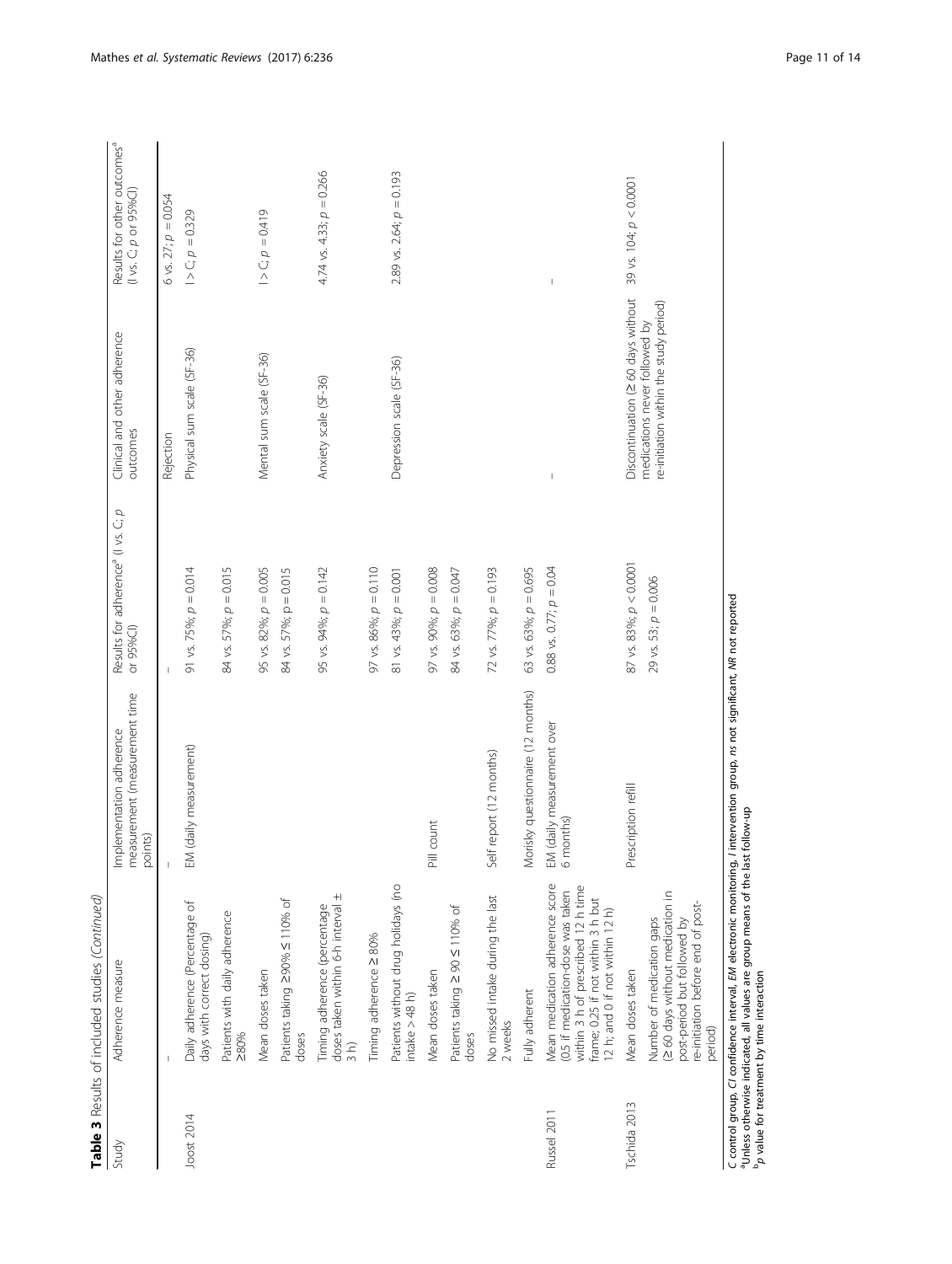**Table 3** Results of included studies *(Continued)*

| Study | Adherence measure | Implementation adherence measurement (measurement time points) | Results for adherence[a] (I vs. C; p or 95%CI) | Clinical and other adherence outcomes | Results for other outcomes[a] (I vs. C; p or 95%CI) |
|---|---|---|---|---|---|
| | – | – | – | Rejection | 6 vs. 27; $p = 0.054$ |
| Joost 2014 | Daily adherence (Percentage of days with correct dosing) | EM (daily measurement) | 91 vs. 75%; $p = 0.014$ | Physical sum scale (SF-36) | I > C; $p = 0.329$ |
| | Patients with daily adherence ≥80% | | 84 vs. 57%; $p = 0.015$ | | |
| | Mean doses taken | | 95 vs. 82%; $p = 0.005$ | Mental sum scale (SF-36) | I > C; $p = 0.419$ |
| | Patients taking ≥90% ≤ 110% of doses | | 84 vs. 57%; $p = 0.015$ | | |
| | Timing adherence (percentage doses taken within 6-h interval ± 3 h) | | 95 vs. 94%; $p = 0.142$ | Anxiety scale (SF-36) | 4.74 vs. 4.33; $p = 0.266$ |
| | Timing adherence ≥ 80% | | 97 vs. 86%; $p = 0.110$ | | |
| | Patients without drug holidays (no intake > 48 h) | | 81 vs. 43%; $p = 0.001$ | Depression scale (SF-36) | 2.89 vs. 2.64; $p = 0.193$ |
| | Mean doses taken | Pill count | 97 vs. 90%; $p = 0.008$ | | |
| | Patients taking ≥ 90 ≤ 110% of doses | | 84 vs. 63%; $p = 0.047$ | | |
| | No missed intake during the last 2 weeks | Self report (12 months) | 72 vs. 77%; $p = 0.193$ | | |
| | Fully adherent | Morisky questionnaire (12 months) | 63 vs. 63%; $p = 0.695$ | | |
| Russel 2011 | Mean medication adherence score (0.5 if medication-dose was taken within 3 h of prescribed 12 h time frame; 0.25 if not within 3 h but 12 h; and 0 if not within 12 h) | EM (daily measurement over 6 months) | 0.88 vs. 0.77; $p = 0.04$ | – | – |
| Tschida 2013 | Mean doses taken | Prescription refill | 87 vs. 83%; $p < 0.0001$ | Discontinuation (≥ 60 days without medications never followed by re-initiation within the study period) | 39 vs. 104; $p < 0.0001$ |
| | Number of medication gaps (≥ 60 days without medication in post-period but followed by re-initiation before end of post-period) | | 29 vs. 53; $p = 0.006$ | | |

*C* control group, *CI* confidence interval, *EM* electronic monitoring, *I* intervention group, *ns* not significant, *NR* not reported
[a]Unless otherwise indicated, all values are group means of the last follow-up
[b]*p* value for treatment by time interaction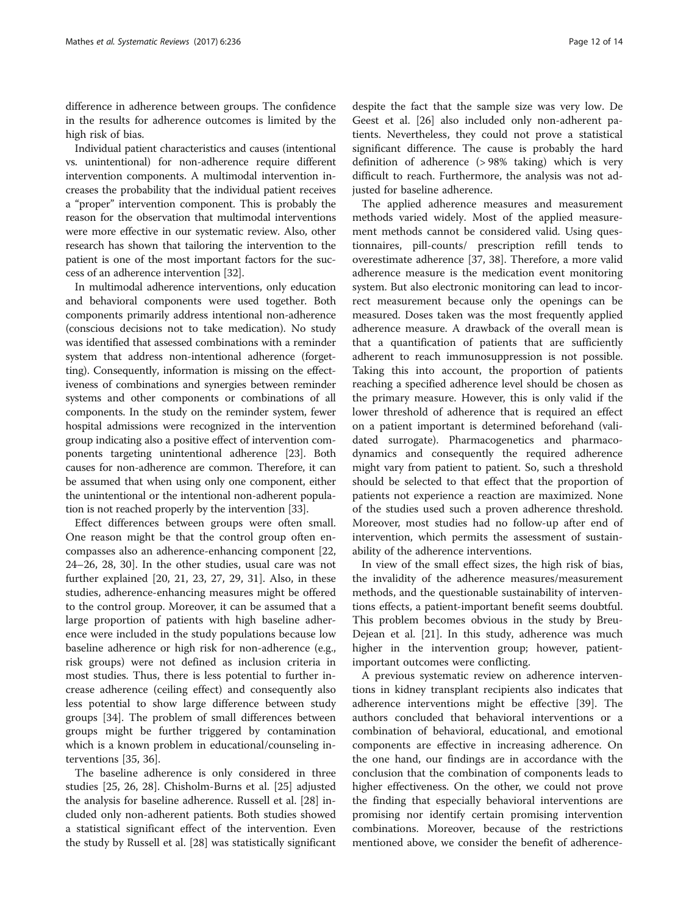difference in adherence between groups. The confidence in the results for adherence outcomes is limited by the high risk of bias.

Individual patient characteristics and causes (intentional vs. unintentional) for non-adherence require different intervention components. A multimodal intervention increases the probability that the individual patient receives a "proper" intervention component. This is probably the reason for the observation that multimodal interventions were more effective in our systematic review. Also, other research has shown that tailoring the intervention to the patient is one of the most important factors for the success of an adherence intervention [32].

In multimodal adherence interventions, only education and behavioral components were used together. Both components primarily address intentional non-adherence (conscious decisions not to take medication). No study was identified that assessed combinations with a reminder system that address non-intentional adherence (forgetting). Consequently, information is missing on the effectiveness of combinations and synergies between reminder systems and other components or combinations of all components. In the study on the reminder system, fewer hospital admissions were recognized in the intervention group indicating also a positive effect of intervention components targeting unintentional adherence [23]. Both causes for non-adherence are common. Therefore, it can be assumed that when using only one component, either the unintentional or the intentional non-adherent population is not reached properly by the intervention [33].

Effect differences between groups were often small. One reason might be that the control group often encompasses also an adherence-enhancing component [22, 24–26, 28, 30]. In the other studies, usual care was not further explained [20, 21, 23, 27, 29, 31]. Also, in these studies, adherence-enhancing measures might be offered to the control group. Moreover, it can be assumed that a large proportion of patients with high baseline adherence were included in the study populations because low baseline adherence or high risk for non-adherence (e.g., risk groups) were not defined as inclusion criteria in most studies. Thus, there is less potential to further increase adherence (ceiling effect) and consequently also less potential to show large difference between study groups [34]. The problem of small differences between groups might be further triggered by contamination which is a known problem in educational/counseling interventions [35, 36].

The baseline adherence is only considered in three studies [25, 26, 28]. Chisholm-Burns et al. [25] adjusted the analysis for baseline adherence. Russell et al. [28] included only non-adherent patients. Both studies showed a statistical significant effect of the intervention. Even the study by Russell et al. [28] was statistically significant despite the fact that the sample size was very low. De Geest et al. [26] also included only non-adherent patients. Nevertheless, they could not prove a statistical significant difference. The cause is probably the hard definition of adherence (> 98% taking) which is very difficult to reach. Furthermore, the analysis was not adjusted for baseline adherence.

The applied adherence measures and measurement methods varied widely. Most of the applied measurement methods cannot be considered valid. Using questionnaires, pill-counts/ prescription refill tends to overestimate adherence [37, 38]. Therefore, a more valid adherence measure is the medication event monitoring system. But also electronic monitoring can lead to incorrect measurement because only the openings can be measured. Doses taken was the most frequently applied adherence measure. A drawback of the overall mean is that a quantification of patients that are sufficiently adherent to reach immunosuppression is not possible. Taking this into account, the proportion of patients reaching a specified adherence level should be chosen as the primary measure. However, this is only valid if the lower threshold of adherence that is required an effect on a patient important is determined beforehand (validated surrogate). Pharmacogenetics and pharmacodynamics and consequently the required adherence might vary from patient to patient. So, such a threshold should be selected to that effect that the proportion of patients not experience a reaction are maximized. None of the studies used such a proven adherence threshold. Moreover, most studies had no follow-up after end of intervention, which permits the assessment of sustainability of the adherence interventions.

In view of the small effect sizes, the high risk of bias, the invalidity of the adherence measures/measurement methods, and the questionable sustainability of interventions effects, a patient-important benefit seems doubtful. This problem becomes obvious in the study by Breu-Dejean et al. [21]. In this study, adherence was much higher in the intervention group; however, patient-important outcomes were conflicting.

A previous systematic review on adherence interventions in kidney transplant recipients also indicates that adherence interventions might be effective [39]. The authors concluded that behavioral interventions or a combination of behavioral, educational, and emotional components are effective in increasing adherence. On the one hand, our findings are in accordance with the conclusion that the combination of components leads to higher effectiveness. On the other, we could not prove the finding that especially behavioral interventions are promising nor identify certain promising intervention combinations. Moreover, because of the restrictions mentioned above, we consider the benefit of adherence-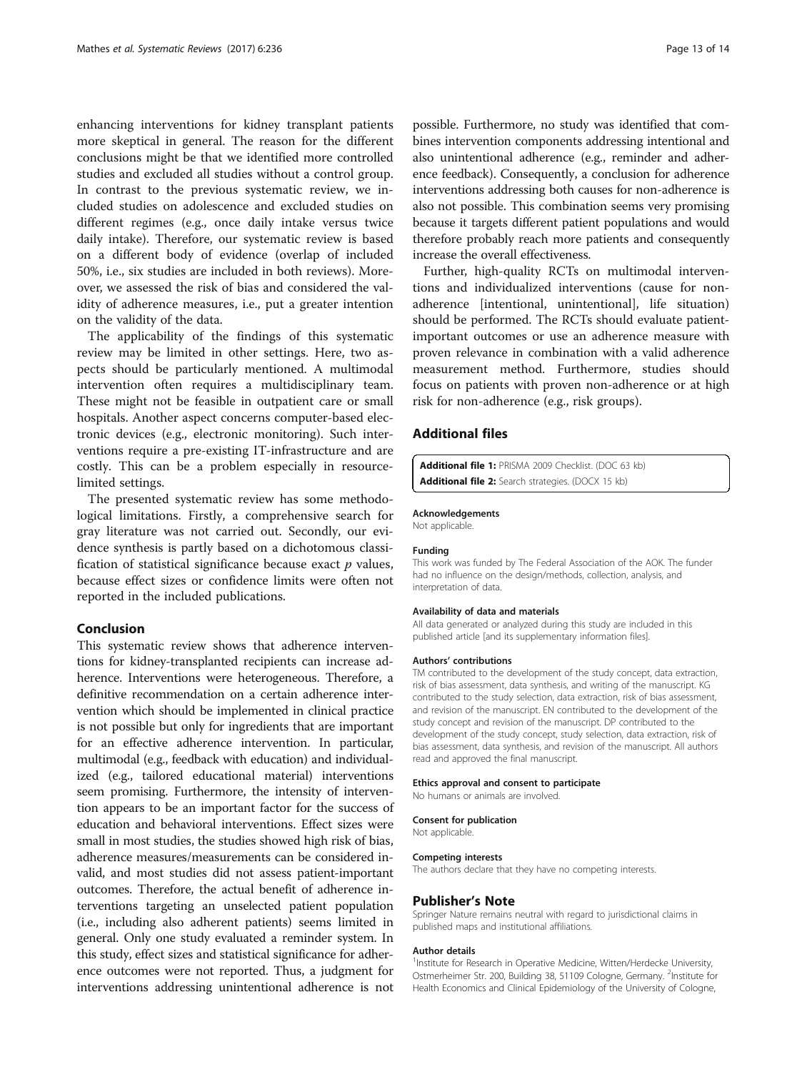enhancing interventions for kidney transplant patients more skeptical in general. The reason for the different conclusions might be that we identified more controlled studies and excluded all studies without a control group. In contrast to the previous systematic review, we included studies on adolescence and excluded studies on different regimes (e.g., once daily intake versus twice daily intake). Therefore, our systematic review is based on a different body of evidence (overlap of included 50%, i.e., six studies are included in both reviews). Moreover, we assessed the risk of bias and considered the validity of adherence measures, i.e., put a greater intention on the validity of the data.

The applicability of the findings of this systematic review may be limited in other settings. Here, two aspects should be particularly mentioned. A multimodal intervention often requires a multidisciplinary team. These might not be feasible in outpatient care or small hospitals. Another aspect concerns computer-based electronic devices (e.g., electronic monitoring). Such interventions require a pre-existing IT-infrastructure and are costly. This can be a problem especially in resource-limited settings.

The presented systematic review has some methodological limitations. Firstly, a comprehensive search for gray literature was not carried out. Secondly, our evidence synthesis is partly based on a dichotomous classification of statistical significance because exact *p* values, because effect sizes or confidence limits were often not reported in the included publications.

## Conclusion

This systematic review shows that adherence interventions for kidney-transplanted recipients can increase adherence. Interventions were heterogeneous. Therefore, a definitive recommendation on a certain adherence intervention which should be implemented in clinical practice is not possible but only for ingredients that are important for an effective adherence intervention. In particular, multimodal (e.g., feedback with education) and individualized (e.g., tailored educational material) interventions seem promising. Furthermore, the intensity of intervention appears to be an important factor for the success of education and behavioral interventions. Effect sizes were small in most studies, the studies showed high risk of bias, adherence measures/measurements can be considered invalid, and most studies did not assess patient-important outcomes. Therefore, the actual benefit of adherence interventions targeting an unselected patient population (i.e., including also adherent patients) seems limited in general. Only one study evaluated a reminder system. In this study, effect sizes and statistical significance for adherence outcomes were not reported. Thus, a judgment for interventions addressing unintentional adherence is not possible. Furthermore, no study was identified that combines intervention components addressing intentional and also unintentional adherence (e.g., reminder and adherence feedback). Consequently, a conclusion for adherence interventions addressing both causes for non-adherence is also not possible. This combination seems very promising because it targets different patient populations and would therefore probably reach more patients and consequently increase the overall effectiveness.

Further, high-quality RCTs on multimodal interventions and individualized interventions (cause for non-adherence [intentional, unintentional], life situation) should be performed. The RCTs should evaluate patient-important outcomes or use an adherence measure with proven relevance in combination with a valid adherence measurement method. Furthermore, studies should focus on patients with proven non-adherence or at high risk for non-adherence (e.g., risk groups).

## Additional files

**Additional file 1:** PRISMA 2009 Checklist. (DOC 63 kb)
**Additional file 2:** Search strategies. (DOCX 15 kb)

#### Acknowledgements

Not applicable.

#### Funding

This work was funded by The Federal Association of the AOK. The funder had no influence on the design/methods, collection, analysis, and interpretation of data.

#### Availability of data and materials

All data generated or analyzed during this study are included in this published article [and its supplementary information files].

#### Authors' contributions

TM contributed to the development of the study concept, data extraction, risk of bias assessment, data synthesis, and writing of the manuscript. KG contributed to the study selection, data extraction, risk of bias assessment, and revision of the manuscript. EN contributed to the development of the study concept and revision of the manuscript. DP contributed to the development of the study concept, study selection, data extraction, risk of bias assessment, data synthesis, and revision of the manuscript. All authors read and approved the final manuscript.

#### Ethics approval and consent to participate

No humans or animals are involved.

#### Consent for publication

Not applicable.

#### Competing interests

The authors declare that they have no competing interests.

## Publisher's Note

Springer Nature remains neutral with regard to jurisdictional claims in published maps and institutional affiliations.

#### Author details

[1]Institute for Research in Operative Medicine, Witten/Herdecke University, Ostmerheimer Str. 200, Building 38, 51109 Cologne, Germany. [2]Institute for Health Economics and Clinical Epidemiology of the University of Cologne,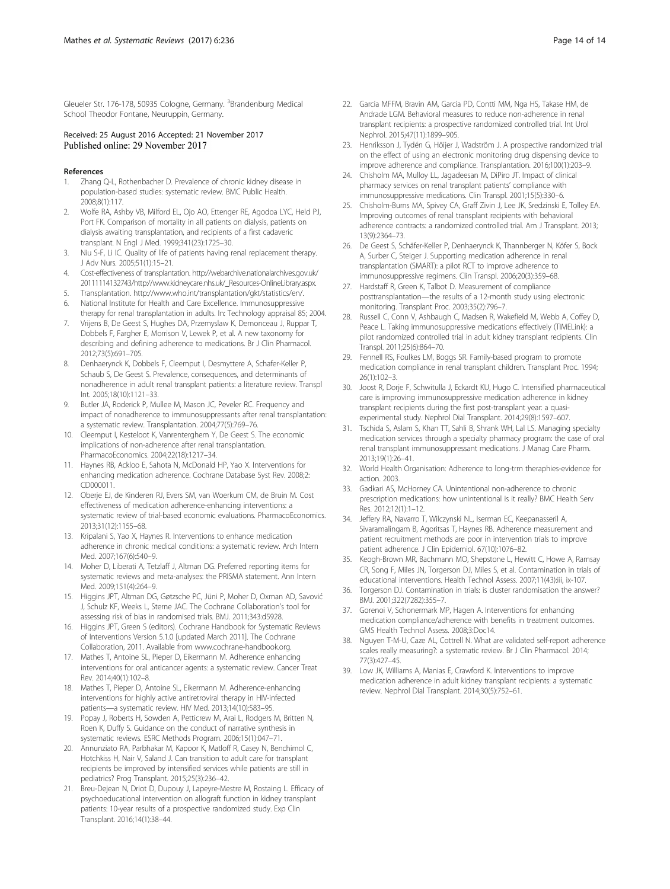Gleueler Str. 176-178, 50935 Cologne, Germany. [3]Brandenburg Medical School Theodor Fontane, Neuruppin, Germany.

Received: 25 August 2016 Accepted: 21 November 2017
Published online: 29 November 2017

## References

1. Zhang Q-L, Rothenbacher D. Prevalence of chronic kidney disease in population-based studies: systematic review. BMC Public Health. 2008;8(1):117.
2. Wolfe RA, Ashby VB, Milford EL, Ojo AO, Ettenger RE, Agodoa LYC, Held PJ, Port FK. Comparison of mortality in all patients on dialysis, patients on dialysis awaiting transplantation, and recipients of a first cadaveric transplant. N Engl J Med. 1999;341(23):1725–30.
3. Niu S-F, Li IC. Quality of life of patients having renal replacement therapy. J Adv Nurs. 2005;51(1):15–21.
4. Cost-effectiveness of transplantation. http://webarchive.nationalarchives.gov.uk/20111114132743/http://www.kidneycare.nhs.uk/_Resources-OnlineLibrary.aspx.
5. Transplantation. http://www.who.int/transplantation/gkt/statistics/en/.
6. National Institute for Health and Care Excellence. Immunosuppressive therapy for renal transplantation in adults. In: Technology appraisal 85; 2004.
7. Vrijens B, De Geest S, Hughes DA, Przemyslaw K, Demonceau J, Ruppar T, Dobbels F, Fargher E, Morrison V, Lewek P, et al. A new taxonomy for describing and defining adherence to medications. Br J Clin Pharmacol. 2012;73(5):691–705.
8. Denhaerynck K, Dobbels F, Cleemput I, Desmyttere A, Schafer-Keller P, Schaub S, De Geest S. Prevalence, consequences, and determinants of nonadherence in adult renal transplant patients: a literature review. Transpl Int. 2005;18(10):1121–33.
9. Butler JA, Roderick P, Mullee M, Mason JC, Peveler RC. Frequency and impact of nonadherence to immunosuppressants after renal transplantation: a systematic review. Transplantation. 2004;77(5):769–76.
10. Cleemput I, Kesteloot K, Vanrenterghem Y, De Geest S. The economic implications of non-adherence after renal transplantation. PharmacoEconomics. 2004;22(18):1217–34.
11. Haynes RB, Ackloo E, Sahota N, McDonald HP, Yao X. Interventions for enhancing medication adherence. Cochrane Database Syst Rev. 2008;2:CD000011.
12. Oberje EJ, de Kinderen RJ, Evers SM, van Woerkum CM, de Bruin M. Cost effectiveness of medication adherence-enhancing interventions: a systematic review of trial-based economic evaluations. PharmacoEconomics. 2013;31(12):1155–68.
13. Kripalani S, Yao X, Haynes R. Interventions to enhance medication adherence in chronic medical conditions: a systematic review. Arch Intern Med. 2007;167(6):540–9.
14. Moher D, Liberati A, Tetzlaff J, Altman DG. Preferred reporting items for systematic reviews and meta-analyses: the PRISMA statement. Ann Intern Med. 2009;151(4):264–9.
15. Higgins JPT, Altman DG, Gøtzsche PC, Jüni P, Moher D, Oxman AD, Savović J, Schulz KF, Weeks L, Sterne JAC. The Cochrane Collaboration's tool for assessing risk of bias in randomised trials. BMJ. 2011;343:d5928.
16. Higgins JPT, Green S (editors). Cochrane Handbook for Systematic Reviews of Interventions Version 5.1.0 [updated March 2011]. The Cochrane Collaboration, 2011. Available from www.cochrane-handbook.org.
17. Mathes T, Antoine SL, Pieper D, Eikermann M. Adherence enhancing interventions for oral anticancer agents: a systematic review. Cancer Treat Rev. 2014;40(1):102–8.
18. Mathes T, Pieper D, Antoine SL, Eikermann M. Adherence-enhancing interventions for highly active antiretroviral therapy in HIV-infected patients—a systematic review. HIV Med. 2013;14(10):583–95.
19. Popay J, Roberts H, Sowden A, Petticrew M, Arai L, Rodgers M, Britten N, Roen K, Duffy S. Guidance on the conduct of narrative synthesis in systematic reviews. ESRC Methods Program. 2006;15(1):047–71.
20. Annunziato RA, Parbhakar M, Kapoor K, Matloff R, Casey N, Benchimol C, Hotchkiss H, Nair V, Saland J. Can transition to adult care for transplant recipients be improved by intensified services while patients are still in pediatrics? Prog Transplant. 2015;25(3):236–42.
21. Breu-Dejean N, Driot D, Dupouy J, Lapeyre-Mestre M, Rostaing L. Efficacy of psychoeducational intervention on allograft function in kidney transplant patients: 10-year results of a prospective randomized study. Exp Clin Transplant. 2016;14(1):38–44.
22. Garcia MFFM, Bravin AM, Garcia PD, Contti MM, Nga HS, Takase HM, de Andrade LGM. Behavioral measures to reduce non-adherence in renal transplant recipients: a prospective randomized controlled trial. Int Urol Nephrol. 2015;47(11):1899–905.
23. Henriksson J, Tydén G, Höijer J, Wadström J. A prospective randomized trial on the effect of using an electronic monitoring drug dispensing device to improve adherence and compliance. Transplantation. 2016;100(1):203–9.
24. Chisholm MA, Mulloy LL, Jagadeesan M, DiPiro JT. Impact of clinical pharmacy services on renal transplant patients' compliance with immunosuppressive medications. Clin Transpl. 2001;15(5):330–6.
25. Chisholm-Burns MA, Spivey CA, Graff Zivin J, Lee JK, Sredzinski E, Tolley EA. Improving outcomes of renal transplant recipients with behavioral adherence contracts: a randomized controlled trial. Am J Transplant. 2013;13(9):2364–73.
26. De Geest S, Schäfer-Keller P, Denhaerynck K, Thannberger N, Köfer S, Bock A, Surber C, Steiger J. Supporting medication adherence in renal transplantation (SMART): a pilot RCT to improve adherence to immunosuppressive regimens. Clin Transpl. 2006;20(3):359–68.
27. Hardstaff R, Green K, Talbot D. Measurement of compliance posttransplantation—the results of a 12-month study using electronic monitoring. Transplant Proc. 2003;35(2):796–7.
28. Russell C, Conn V, Ashbaugh C, Madsen R, Wakefield M, Webb A, Coffey D, Peace L. Taking immunosuppressive medications effectively (TIMELink): a pilot randomized controlled trial in adult kidney transplant recipients. Clin Transpl. 2011;25(6):864–70.
29. Fennell RS, Foulkes LM, Boggs SR. Family-based program to promote medication compliance in renal transplant children. Transplant Proc. 1994;26(1):102–3.
30. Joost R, Dorje F, Schwitulla J, Eckardt KU, Hugo C. Intensified pharmaceutical care is improving immunosuppressive medication adherence in kidney transplant recipients during the first post-transplant year: a quasi-experimental study. Nephrol Dial Transplant. 2014;29(8):1597–607.
31. Tschida S, Aslam S, Khan TT, Sahli B, Shrank WH, Lal LS. Managing specialty medication services through a specialty pharmacy program: the case of oral renal transplant immunosuppressant medications. J Manag Care Pharm. 2013;19(1):26–41.
32. World Health Organisation: Adherence to long-trm theraphies-evidence for action. 2003.
33. Gadkari AS, McHorney CA. Unintentional non-adherence to chronic prescription medications: how unintentional is it really? BMC Health Serv Res. 2012;12(1):1–12.
34. Jeffery RA, Navarro T, Wilczynski NL, Iserman EC, Keepanasseril A, Sivaramalingam B, Agoritsas T, Haynes RB. Adherence measurement and patient recruitment methods are poor in intervention trials to improve patient adherence. J Clin Epidemiol. 67(10):1076–82.
35. Keogh-Brown MR, Bachmann MO, Shepstone L, Hewitt C, Howe A, Ramsay CR, Song F, Miles JN, Torgerson DJ, Miles S, et al. Contamination in trials of educational interventions. Health Technol Assess. 2007;11(43):iii, ix-107.
36. Torgerson DJ. Contamination in trials: is cluster randomisation the answer? BMJ. 2001;322(7282):355–7.
37. Gorenoi V, Schonermark MP, Hagen A. Interventions for enhancing medication compliance/adherence with benefits in treatment outcomes. GMS Health Technol Assess. 2008;3:Doc14.
38. Nguyen T-M-U, Caze AL, Cottrell N. What are validated self-report adherence scales really measuring?: a systematic review. Br J Clin Pharmacol. 2014;77(3):427–45.
39. Low JK, Williams A, Manias E, Crawford K. Interventions to improve medication adherence in adult kidney transplant recipients: a systematic review. Nephrol Dial Transplant. 2014;30(5):752–61.